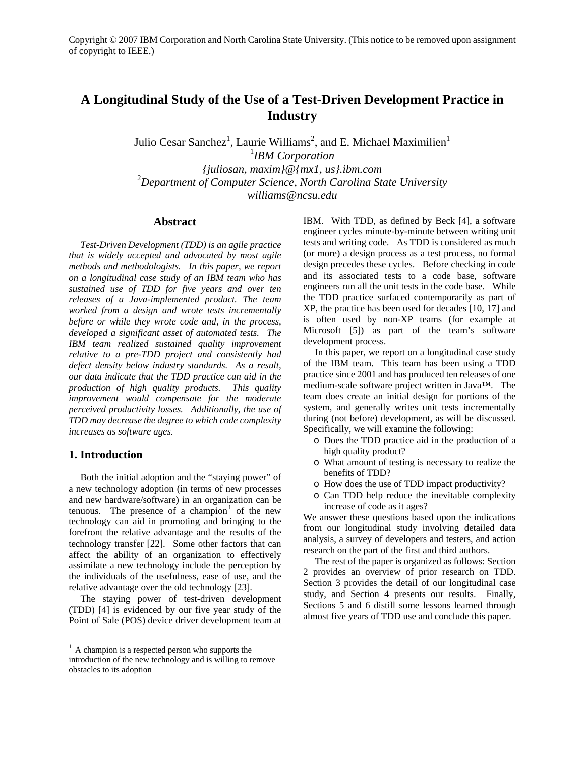Copyright © 2007 IBM Corporation and North Carolina State University. (This notice to be removed upon assignment of copyright to IEEE.)

# A Longitudinal Study of the Use of a Test-Driven Development Practice in Industry

Julio Cesar Sanchez[1], Laurie Williams[2], and E. Michael Maximilien[1]

[1]*IBM Corporation*
*{juliosan, maxim}@{mx1, us}.ibm.com*
[2]*Department of Computer Science, North Carolina State University*
*williams@ncsu.edu*

## Abstract

*Test-Driven Development (TDD) is an agile practice that is widely accepted and advocated by most agile methods and methodologists. In this paper, we report on a longitudinal case study of an IBM team who has sustained use of TDD for five years and over ten releases of a Java-implemented product. The team worked from a design and wrote tests incrementally before or while they wrote code and, in the process, developed a significant asset of automated tests. The IBM team realized sustained quality improvement relative to a pre-TDD project and consistently had defect density below industry standards. As a result, our data indicate that the TDD practice can aid in the production of high quality products. This quality improvement would compensate for the moderate perceived productivity losses. Additionally, the use of TDD may decrease the degree to which code complexity increases as software ages.*

## 1. Introduction

Both the initial adoption and the "staying power" of a new technology adoption (in terms of new processes and new hardware/software) in an organization can be tenuous. The presence of a champion[1] of the new technology can aid in promoting and bringing to the forefront the relative advantage and the results of the technology transfer [22]. Some other factors that can affect the ability of an organization to effectively assimilate a new technology include the perception by the individuals of the usefulness, ease of use, and the relative advantage over the old technology [23].

The staying power of test-driven development (TDD) [4] is evidenced by our five year study of the Point of Sale (POS) device driver development team at IBM. With TDD, as defined by Beck [4], a software engineer cycles minute-by-minute between writing unit tests and writing code. As TDD is considered as much (or more) a design process as a test process, no formal design precedes these cycles. Before checking in code and its associated tests to a code base, software engineers run all the unit tests in the code base. While the TDD practice surfaced contemporarily as part of XP, the practice has been used for decades [10, 17] and is often used by non-XP teams (for example at Microsoft [5]) as part of the team's software development process.

In this paper, we report on a longitudinal case study of the IBM team. This team has been using a TDD practice since 2001 and has produced ten releases of one medium-scale software project written in Java™. The team does create an initial design for portions of the system, and generally writes unit tests incrementally during (not before) development, as will be discussed. Specifically, we will examine the following:

- Does the TDD practice aid in the production of a high quality product?
- What amount of testing is necessary to realize the benefits of TDD?
- How does the use of TDD impact productivity?
- Can TDD help reduce the inevitable complexity increase of code as it ages?

We answer these questions based upon the indications from our longitudinal study involving detailed data analysis, a survey of developers and testers, and action research on the part of the first and third authors.

The rest of the paper is organized as follows: Section 2 provides an overview of prior research on TDD. Section 3 provides the detail of our longitudinal case study, and Section 4 presents our results. Finally, Sections 5 and 6 distill some lessons learned through almost five years of TDD use and conclude this paper.

[1] A champion is a respected person who supports the introduction of the new technology and is willing to remove obstacles to its adoption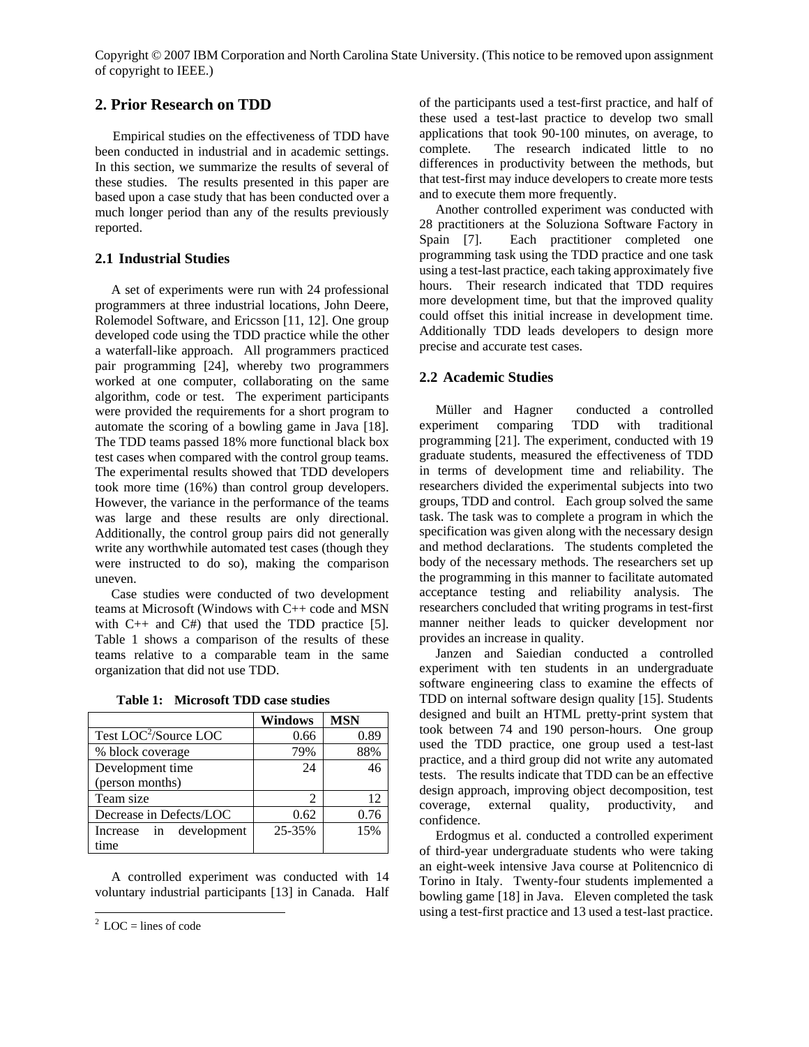Copyright © 2007 IBM Corporation and North Carolina State University. (This notice to be removed upon assignment of copyright to IEEE.)

## 2. Prior Research on TDD

Empirical studies on the effectiveness of TDD have been conducted in industrial and in academic settings. In this section, we summarize the results of several of these studies. The results presented in this paper are based upon a case study that has been conducted over a much longer period than any of the results previously reported.

### 2.1 Industrial Studies

A set of experiments were run with 24 professional programmers at three industrial locations, John Deere, Rolemodel Software, and Ericsson [11, 12]. One group developed code using the TDD practice while the other a waterfall-like approach. All programmers practiced pair programming [24], whereby two programmers worked at one computer, collaborating on the same algorithm, code or test. The experiment participants were provided the requirements for a short program to automate the scoring of a bowling game in Java [18]. The TDD teams passed 18% more functional black box test cases when compared with the control group teams. The experimental results showed that TDD developers took more time (16%) than control group developers. However, the variance in the performance of the teams was large and these results are only directional. Additionally, the control group pairs did not generally write any worthwhile automated test cases (though they were instructed to do so), making the comparison uneven.

Case studies were conducted of two development teams at Microsoft (Windows with C++ code and MSN with C++ and C#) that used the TDD practice [5]. Table 1 shows a comparison of the results of these teams relative to a comparable team in the same organization that did not use TDD.

**Table 1: Microsoft TDD case studies**

| | Windows | MSN |
|---|---|---|
| Test LOC[2]/Source LOC | 0.66 | 0.89 |
| % block coverage | 79% | 88% |
| Development time (person months) | 24 | 46 |
| Team size | 2 | 12 |
| Decrease in Defects/LOC | 0.62 | 0.76 |
| Increase in development time | 25-35% | 15% |

A controlled experiment was conducted with 14 voluntary industrial participants [13] in Canada. Half of the participants used a test-first practice, and half of these used a test-last practice to develop two small applications that took 90-100 minutes, on average, to complete. The research indicated little to no differences in productivity between the methods, but that test-first may induce developers to create more tests and to execute them more frequently.

Another controlled experiment was conducted with 28 practitioners at the Soluziona Software Factory in Spain [7]. Each practitioner completed one programming task using the TDD practice and one task using a test-last practice, each taking approximately five hours. Their research indicated that TDD requires more development time, but that the improved quality could offset this initial increase in development time. Additionally TDD leads developers to design more precise and accurate test cases.

### 2.2 Academic Studies

Müller and Hagner conducted a controlled experiment comparing TDD with traditional programming [21]. The experiment, conducted with 19 graduate students, measured the effectiveness of TDD in terms of development time and reliability. The researchers divided the experimental subjects into two groups, TDD and control. Each group solved the same task. The task was to complete a program in which the specification was given along with the necessary design and method declarations. The students completed the body of the necessary methods. The researchers set up the programming in this manner to facilitate automated acceptance testing and reliability analysis. The researchers concluded that writing programs in test-first manner neither leads to quicker development nor provides an increase in quality.

Janzen and Saiedian conducted a controlled experiment with ten students in an undergraduate software engineering class to examine the effects of TDD on internal software design quality [15]. Students designed and built an HTML pretty-print system that took between 74 and 190 person-hours. One group used the TDD practice, one group used a test-last practice, and a third group did not write any automated tests. The results indicate that TDD can be an effective design approach, improving object decomposition, test coverage, external quality, productivity, and confidence.

Erdogmus et al. conducted a controlled experiment of third-year undergraduate students who were taking an eight-week intensive Java course at Politencnico di Torino in Italy. Twenty-four students implemented a bowling game [18] in Java. Eleven completed the task using a test-first practice and 13 used a test-last practice.

[2] LOC = lines of code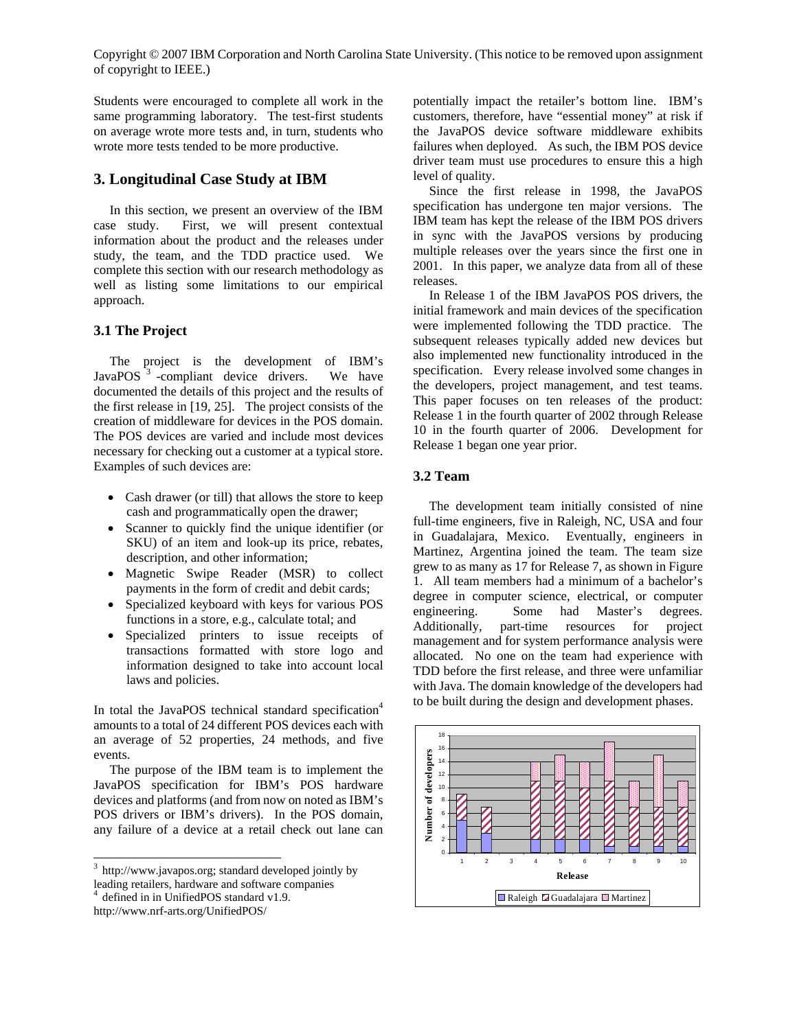Copyright © 2007 IBM Corporation and North Carolina State University. (This notice to be removed upon assignment of copyright to IEEE.)

Students were encouraged to complete all work in the same programming laboratory. The test-first students on average wrote more tests and, in turn, students who wrote more tests tended to be more productive.

## 3. Longitudinal Case Study at IBM

In this section, we present an overview of the IBM case study. First, we will present contextual information about the product and the releases under study, the team, and the TDD practice used. We complete this section with our research methodology as well as listing some limitations to our empirical approach.

### 3.1 The Project

The project is the development of IBM's JavaPOS [3] -compliant device drivers. We have documented the details of this project and the results of the first release in [19, 25]. The project consists of the creation of middleware for devices in the POS domain. The POS devices are varied and include most devices necessary for checking out a customer at a typical store. Examples of such devices are:

- Cash drawer (or till) that allows the store to keep cash and programmatically open the drawer;
- Scanner to quickly find the unique identifier (or SKU) of an item and look-up its price, rebates, description, and other information;
- Magnetic Swipe Reader (MSR) to collect payments in the form of credit and debit cards;
- Specialized keyboard with keys for various POS functions in a store, e.g., calculate total; and
- Specialized printers to issue receipts of transactions formatted with store logo and information designed to take into account local laws and policies.

In total the JavaPOS technical standard specification[4] amounts to a total of 24 different POS devices each with an average of 52 properties, 24 methods, and five events.

The purpose of the IBM team is to implement the JavaPOS specification for IBM's POS hardware devices and platforms (and from now on noted as IBM's POS drivers or IBM's drivers). In the POS domain, any failure of a device at a retail check out lane can potentially impact the retailer's bottom line. IBM's customers, therefore, have "essential money" at risk if the JavaPOS device software middleware exhibits failures when deployed. As such, the IBM POS device driver team must use procedures to ensure this a high level of quality.

Since the first release in 1998, the JavaPOS specification has undergone ten major versions. The IBM team has kept the release of the IBM POS drivers in sync with the JavaPOS versions by producing multiple releases over the years since the first one in 2001. In this paper, we analyze data from all of these releases.

In Release 1 of the IBM JavaPOS POS drivers, the initial framework and main devices of the specification were implemented following the TDD practice. The subsequent releases typically added new devices but also implemented new functionality introduced in the specification. Every release involved some changes in the developers, project management, and test teams. This paper focuses on ten releases of the product: Release 1 in the fourth quarter of 2002 through Release 10 in the fourth quarter of 2006. Development for Release 1 began one year prior.

### 3.2 Team

The development team initially consisted of nine full-time engineers, five in Raleigh, NC, USA and four in Guadalajara, Mexico. Eventually, engineers in Martinez, Argentina joined the team. The team size grew to as many as 17 for Release 7, as shown in Figure 1. All team members had a minimum of a bachelor's degree in computer science, electrical, or computer engineering. Some had Master's degrees. Additionally, part-time resources for project management and for system performance analysis were allocated. No one on the team had experience with TDD before the first release, and three were unfamiliar with Java. The domain knowledge of the developers had to be built during the design and development phases.

[3] http://www.javapos.org; standard developed jointly by leading retailers, hardware and software companies

[4] defined in in UnifiedPOS standard v1.9. http://www.nrf-arts.org/UnifiedPOS/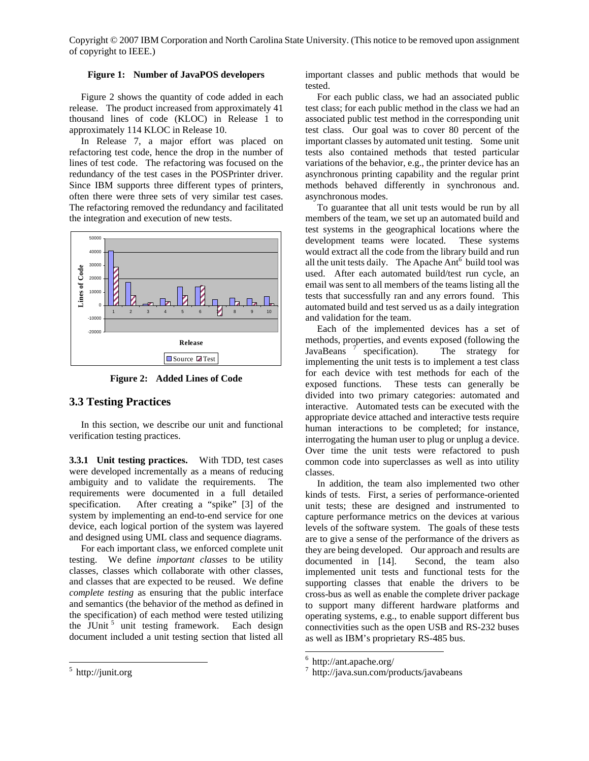Copyright © 2007 IBM Corporation and North Carolina State University. (This notice to be removed upon assignment of copyright to IEEE.)

**Figure 1: Number of JavaPOS developers**

Figure 2 shows the quantity of code added in each release. The product increased from approximately 41 thousand lines of code (KLOC) in Release 1 to approximately 114 KLOC in Release 10.

In Release 7, a major effort was placed on refactoring test code, hence the drop in the number of lines of test code. The refactoring was focused on the redundancy of the test cases in the POSPrinter driver. Since IBM supports three different types of printers, often there were three sets of very similar test cases. The refactoring removed the redundancy and facilitated the integration and execution of new tests.

**Figure 2: Added Lines of Code**

## 3.3 Testing Practices

In this section, we describe our unit and functional verification testing practices.

**3.3.1 Unit testing practices.** With TDD, test cases were developed incrementally as a means of reducing ambiguity and to validate the requirements. The requirements were documented in a full detailed specification. After creating a "spike" [3] of the system by implementing an end-to-end service for one device, each logical portion of the system was layered and designed using UML class and sequence diagrams.

For each important class, we enforced complete unit testing. We define *important classes* to be utility classes, classes which collaborate with other classes, and classes that are expected to be reused. We define *complete testing* as ensuring that the public interface and semantics (the behavior of the method as defined in the specification) of each method were tested utilizing the JUnit [5] unit testing framework. Each design document included a unit testing section that listed all important classes and public methods that would be tested.

For each public class, we had an associated public test class; for each public method in the class we had an associated public test method in the corresponding unit test class. Our goal was to cover 80 percent of the important classes by automated unit testing. Some unit tests also contained methods that tested particular variations of the behavior, e.g., the printer device has an asynchronous printing capability and the regular print methods behaved differently in synchronous and. asynchronous modes.

To guarantee that all unit tests would be run by all members of the team, we set up an automated build and test systems in the geographical locations where the development teams were located. These systems would extract all the code from the library build and run all the unit tests daily. The Apache Ant[6] build tool was used. After each automated build/test run cycle, an email was sent to all members of the teams listing all the tests that successfully ran and any errors found. This automated build and test served us as a daily integration and validation for the team.

Each of the implemented devices has a set of methods, properties, and events exposed (following the JavaBeans [7] specification). The strategy for implementing the unit tests is to implement a test class for each device with test methods for each of the exposed functions. These tests can generally be divided into two primary categories: automated and interactive. Automated tests can be executed with the appropriate device attached and interactive tests require human interactions to be completed; for instance, interrogating the human user to plug or unplug a device. Over time the unit tests were refactored to push common code into superclasses as well as into utility classes.

In addition, the team also implemented two other kinds of tests. First, a series of performance-oriented unit tests; these are designed and instrumented to capture performance metrics on the devices at various levels of the software system. The goals of these tests are to give a sense of the performance of the drivers as they are being developed. Our approach and results are documented in [14]. Second, the team also implemented unit tests and functional tests for the supporting classes that enable the drivers to be cross-bus as well as enable the complete driver package to support many different hardware platforms and operating systems, e.g., to enable support different bus connectivities such as the open USB and RS-232 buses as well as IBM's proprietary RS-485 bus.

[5] http://junit.org

[6] http://ant.apache.org/

[7] http://java.sun.com/products/javabeans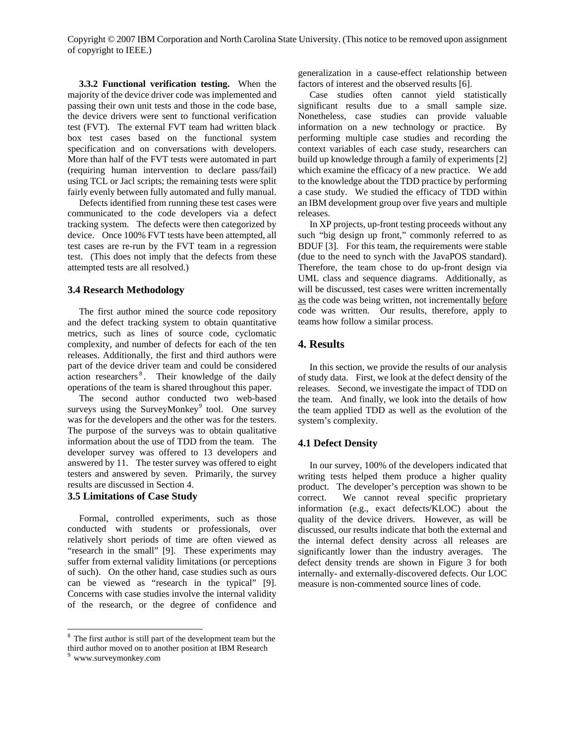Copyright © 2007 IBM Corporation and North Carolina State University. (This notice to be removed upon assignment of copyright to IEEE.)

**3.3.2 Functional verification testing.** When the majority of the device driver code was implemented and passing their own unit tests and those in the code base, the device drivers were sent to functional verification test (FVT). The external FVT team had written black box test cases based on the functional system specification and on conversations with developers. More than half of the FVT tests were automated in part (requiring human intervention to declare pass/fail) using TCL or Jacl scripts; the remaining tests were split fairly evenly between fully automated and fully manual.

Defects identified from running these test cases were communicated to the code developers via a defect tracking system. The defects were then categorized by device. Once 100% FVT tests have been attempted, all test cases are re-run by the FVT team in a regression test. (This does not imply that the defects from these attempted tests are all resolved.)

### 3.4 Research Methodology

The first author mined the source code repository and the defect tracking system to obtain quantitative metrics, such as lines of source code, cyclomatic complexity, and number of defects for each of the ten releases. Additionally, the first and third authors were part of the device driver team and could be considered action researchers [8]. Their knowledge of the daily operations of the team is shared throughout this paper.

The second author conducted two web-based surveys using the SurveyMonkey [9] tool. One survey was for the developers and the other was for the testers. The purpose of the surveys was to obtain qualitative information about the use of TDD from the team. The developer survey was offered to 13 developers and answered by 11. The tester survey was offered to eight testers and answered by seven. Primarily, the survey results are discussed in Section 4.

### 3.5 Limitations of Case Study

Formal, controlled experiments, such as those conducted with students or professionals, over relatively short periods of time are often viewed as "research in the small" [9]. These experiments may suffer from external validity limitations (or perceptions of such). On the other hand, case studies such as ours can be viewed as "research in the typical" [9]. Concerns with case studies involve the internal validity of the research, or the degree of confidence and generalization in a cause-effect relationship between factors of interest and the observed results [6].

Case studies often cannot yield statistically significant results due to a small sample size. Nonetheless, case studies can provide valuable information on a new technology or practice. By performing multiple case studies and recording the context variables of each case study, researchers can build up knowledge through a family of experiments [2] which examine the efficacy of a new practice. We add to the knowledge about the TDD practice by performing a case study. We studied the efficacy of TDD within an IBM development group over five years and multiple releases.

In XP projects, up-front testing proceeds without any such "big design up front," commonly referred to as BDUF [3]. For this team, the requirements were stable (due to the need to synch with the JavaPOS standard). Therefore, the team chose to do up-front design via UML class and sequence diagrams. Additionally, as will be discussed, test cases were written incrementally as the code was being written, not incrementally before code was written. Our results, therefore, apply to teams how follow a similar process.

## 4. Results

In this section, we provide the results of our analysis of study data. First, we look at the defect density of the releases. Second, we investigate the impact of TDD on the team. And finally, we look into the details of how the team applied TDD as well as the evolution of the system's complexity.

### 4.1 Defect Density

In our survey, 100% of the developers indicated that writing tests helped them produce a higher quality product. The developer's perception was shown to be correct. We cannot reveal specific proprietary information (e.g., exact defects/KLOC) about the quality of the device drivers. However, as will be discussed, our results indicate that both the external and the internal defect density across all releases are significantly lower than the industry averages. The defect density trends are shown in Figure 3 for both internally- and externally-discovered defects. Our LOC measure is non-commented source lines of code.

[8] The first author is still part of the development team but the third author moved on to another position at IBM Research

[9] www.surveymonkey.com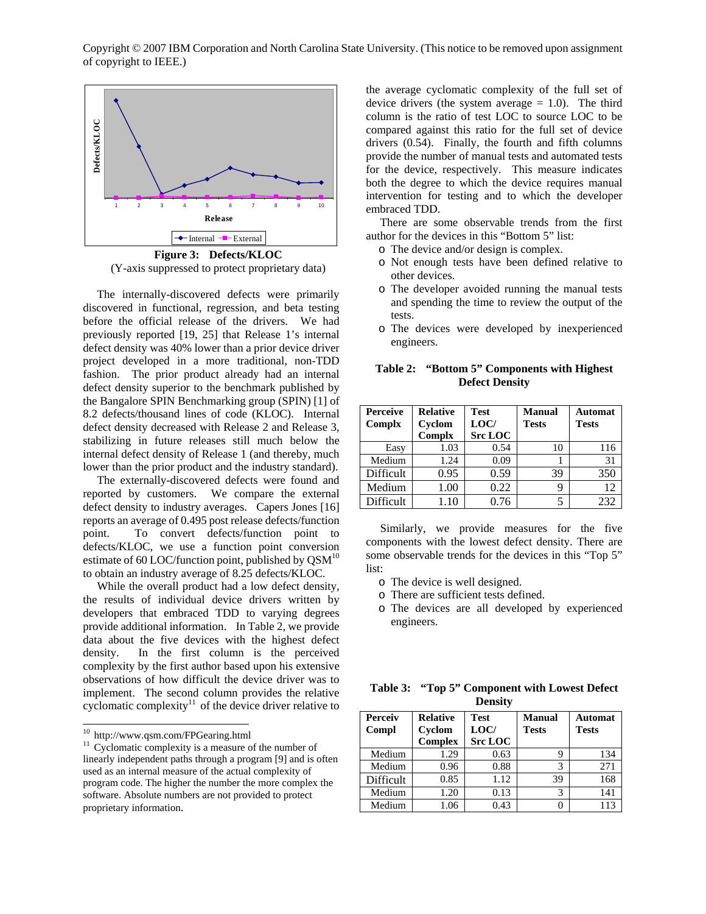Copyright © 2007 IBM Corporation and North Carolina State University. (This notice to be removed upon assignment of copyright to IEEE.)

**Figure 3: Defects/KLOC**
(Y-axis suppressed to protect proprietary data)

The internally-discovered defects were primarily discovered in functional, regression, and beta testing before the official release of the drivers. We had previously reported [19, 25] that Release 1's internal defect density was 40% lower than a prior device driver project developed in a more traditional, non-TDD fashion. The prior product already had an internal defect density superior to the benchmark published by the Bangalore SPIN Benchmarking group (SPIN) [1] of 8.2 defects/thousand lines of code (KLOC). Internal defect density decreased with Release 2 and Release 3, stabilizing in future releases still much below the internal defect density of Release 1 (and thereby, much lower than the prior product and the industry standard).

The externally-discovered defects were found and reported by customers. We compare the external defect density to industry averages. Capers Jones [16] reports an average of 0.495 post release defects/function point. To convert defects/function point to defects/KLOC, we use a function point conversion estimate of 60 LOC/function point, published by QSM[10] to obtain an industry average of 8.25 defects/KLOC.

While the overall product had a low defect density, the results of individual device drivers written by developers that embraced TDD to varying degrees provide additional information. In Table 2, we provide data about the five devices with the highest defect density. In the first column is the perceived complexity by the first author based upon his extensive observations of how difficult the device driver was to implement. The second column provides the relative cyclomatic complexity[11] of the device driver relative to the average cyclomatic complexity of the full set of device drivers (the system average = 1.0). The third column is the ratio of test LOC to source LOC to be compared against this ratio for the full set of device drivers (0.54). Finally, the fourth and fifth columns provide the number of manual tests and automated tests for the device, respectively. This measure indicates both the degree to which the device requires manual intervention for testing and to which the developer embraced TDD.

There are some observable trends from the first author for the devices in this "Bottom 5" list:

- The device and/or design is complex.
- Not enough tests have been defined relative to other devices.
- The developer avoided running the manual tests and spending the time to review the output of the tests.
- The devices were developed by inexperienced engineers.

**Table 2: "Bottom 5" Components with Highest Defect Density**

| Perceive Complx | Relative Cyclom Complx | Test LOC/ Src LOC | Manual Tests | Automat Tests |
|---|---|---|---|---|
| Easy | 1.03 | 0.54 | 10 | 116 |
| Medium | 1.24 | 0.09 | 1 | 31 |
| Difficult | 0.95 | 0.59 | 39 | 350 |
| Medium | 1.00 | 0.22 | 9 | 12 |
| Difficult | 1.10 | 0.76 | 5 | 232 |

Similarly, we provide measures for the five components with the lowest defect density. There are some observable trends for the devices in this "Top 5" list:

- The device is well designed.
- There are sufficient tests defined.
- The devices are all developed by experienced engineers.

**Table 3: "Top 5" Component with Lowest Defect Density**

| Perceiv Compl | Relative Cyclom Complex | Test LOC/ Src LOC | Manual Tests | Automat Tests |
|---|---|---|---|---|
| Medium | 1.29 | 0.63 | 9 | 134 |
| Medium | 0.96 | 0.88 | 3 | 271 |
| Difficult | 0.85 | 1.12 | 39 | 168 |
| Medium | 1.20 | 0.13 | 3 | 141 |
| Medium | 1.06 | 0.43 | 0 | 113 |

[10] http://www.qsm.com/FPGearing.html

[11] Cyclomatic complexity is a measure of the number of linearly independent paths through a program [9] and is often used as an internal measure of the actual complexity of program code. The higher the number the more complex the software. Absolute numbers are not provided to protect proprietary information.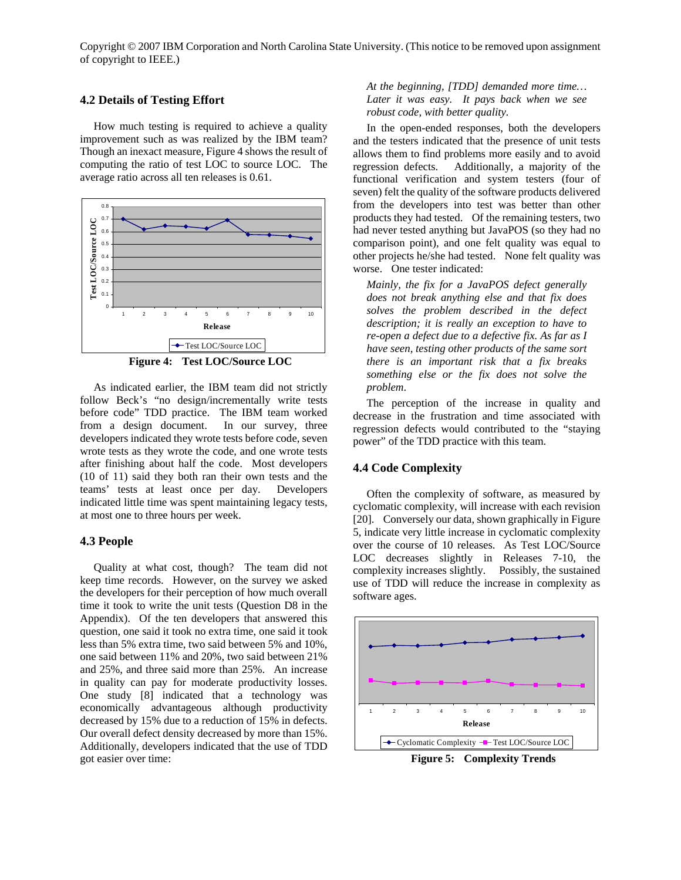Copyright © 2007 IBM Corporation and North Carolina State University. (This notice to be removed upon assignment of copyright to IEEE.)

### 4.2 Details of Testing Effort

How much testing is required to achieve a quality improvement such as was realized by the IBM team? Though an inexact measure, Figure 4 shows the result of computing the ratio of test LOC to source LOC. The average ratio across all ten releases is 0.61.

**Figure 4: Test LOC/Source LOC**

As indicated earlier, the IBM team did not strictly follow Beck's "no design/incrementally write tests before code" TDD practice. The IBM team worked from a design document. In our survey, three developers indicated they wrote tests before code, seven wrote tests as they wrote the code, and one wrote tests after finishing about half the code. Most developers (10 of 11) said they both ran their own tests and the teams' tests at least once per day. Developers indicated little time was spent maintaining legacy tests, at most one to three hours per week.

### 4.3 People

Quality at what cost, though? The team did not keep time records. However, on the survey we asked the developers for their perception of how much overall time it took to write the unit tests (Question D8 in the Appendix). Of the ten developers that answered this question, one said it took no extra time, one said it took less than 5% extra time, two said between 5% and 10%, one said between 11% and 20%, two said between 21% and 25%, and three said more than 25%. An increase in quality can pay for moderate productivity losses. One study [8] indicated that a technology was economically advantageous although productivity decreased by 15% due to a reduction of 15% in defects. Our overall defect density decreased by more than 15%. Additionally, developers indicated that the use of TDD got easier over time:

> *At the beginning, [TDD] demanded more time… Later it was easy. It pays back when we see robust code, with better quality.*

In the open-ended responses, both the developers and the testers indicated that the presence of unit tests allows them to find problems more easily and to avoid regression defects. Additionally, a majority of the functional verification and system testers (four of seven) felt the quality of the software products delivered from the developers into test was better than other products they had tested. Of the remaining testers, two had never tested anything but JavaPOS (so they had no comparison point), and one felt quality was equal to other projects he/she had tested. None felt quality was worse. One tester indicated:

> *Mainly, the fix for a JavaPOS defect generally does not break anything else and that fix does solves the problem described in the defect description; it is really an exception to have to re-open a defect due to a defective fix. As far as I have seen, testing other products of the same sort there is an important risk that a fix breaks something else or the fix does not solve the problem.*

The perception of the increase in quality and decrease in the frustration and time associated with regression defects would contributed to the "staying power" of the TDD practice with this team.

### 4.4 Code Complexity

Often the complexity of software, as measured by cyclomatic complexity, will increase with each revision [20]. Conversely our data, shown graphically in Figure 5, indicate very little increase in cyclomatic complexity over the course of 10 releases. As Test LOC/Source LOC decreases slightly in Releases 7-10, the complexity increases slightly. Possibly, the sustained use of TDD will reduce the increase in complexity as software ages.

**Figure 5: Complexity Trends**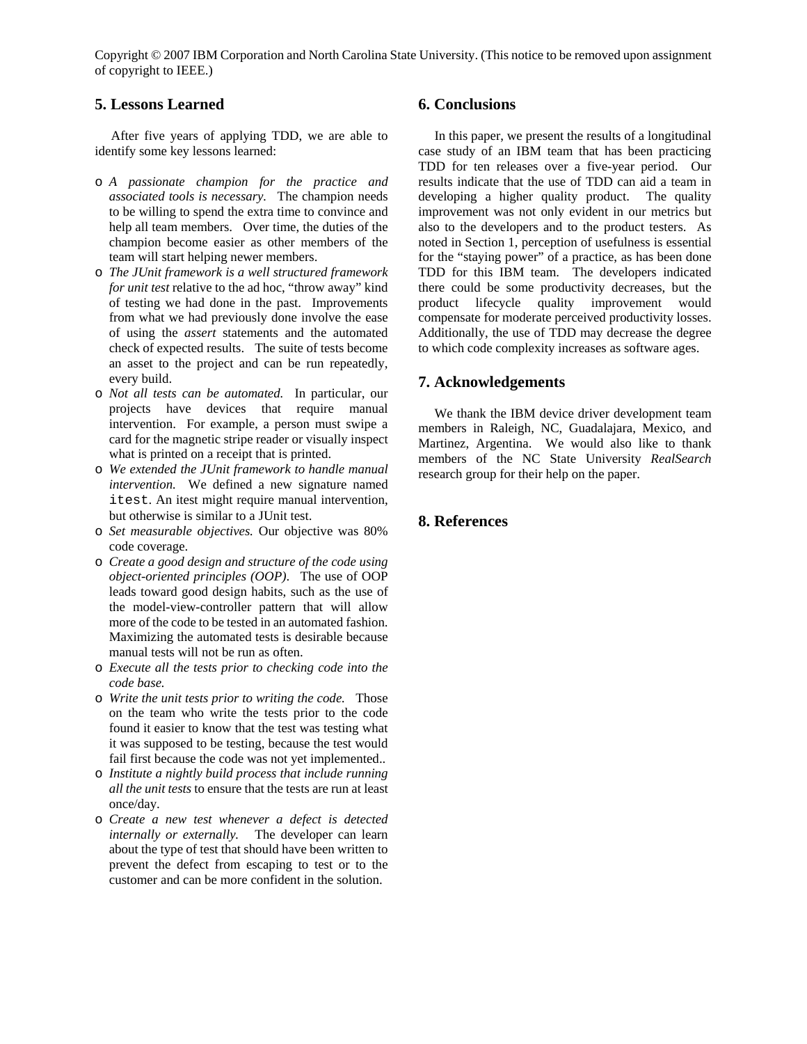Copyright © 2007 IBM Corporation and North Carolina State University. (This notice to be removed upon assignment of copyright to IEEE.)

## 5. Lessons Learned

After five years of applying TDD, we are able to identify some key lessons learned:

- *A passionate champion for the practice and associated tools is necessary.* The champion needs to be willing to spend the extra time to convince and help all team members. Over time, the duties of the champion become easier as other members of the team will start helping newer members.
- *The JUnit framework is a well structured framework for unit test* relative to the ad hoc, "throw away" kind of testing we had done in the past. Improvements from what we had previously done involve the ease of using the *assert* statements and the automated check of expected results. The suite of tests become an asset to the project and can be run repeatedly, every build.
- *Not all tests can be automated.* In particular, our projects have devices that require manual intervention. For example, a person must swipe a card for the magnetic stripe reader or visually inspect what is printed on a receipt that is printed.
- *We extended the JUnit framework to handle manual intervention.* We defined a new signature named `itest`. An itest might require manual intervention, but otherwise is similar to a JUnit test.
- *Set measurable objectives.* Our objective was 80% code coverage.
- *Create a good design and structure of the code using object-oriented principles (OOP).* The use of OOP leads toward good design habits, such as the use of the model-view-controller pattern that will allow more of the code to be tested in an automated fashion. Maximizing the automated tests is desirable because manual tests will not be run as often.
- *Execute all the tests prior to checking code into the code base.*
- *Write the unit tests prior to writing the code.* Those on the team who write the tests prior to the code found it easier to know that the test was testing what it was supposed to be testing, because the test would fail first because the code was not yet implemented..
- *Institute a nightly build process that include running all the unit tests* to ensure that the tests are run at least once/day.
- *Create a new test whenever a defect is detected internally or externally.* The developer can learn about the type of test that should have been written to prevent the defect from escaping to test or to the customer and can be more confident in the solution.

## 6. Conclusions

In this paper, we present the results of a longitudinal case study of an IBM team that has been practicing TDD for ten releases over a five-year period. Our results indicate that the use of TDD can aid a team in developing a higher quality product. The quality improvement was not only evident in our metrics but also to the developers and to the product testers. As noted in Section 1, perception of usefulness is essential for the "staying power" of a practice, as has been done TDD for this IBM team. The developers indicated there could be some productivity decreases, but the product lifecycle quality improvement would compensate for moderate perceived productivity losses. Additionally, the use of TDD may decrease the degree to which code complexity increases as software ages.

## 7. Acknowledgements

We thank the IBM device driver development team members in Raleigh, NC, Guadalajara, Mexico, and Martinez, Argentina. We would also like to thank members of the NC State University *RealSearch* research group for their help on the paper.

## 8. References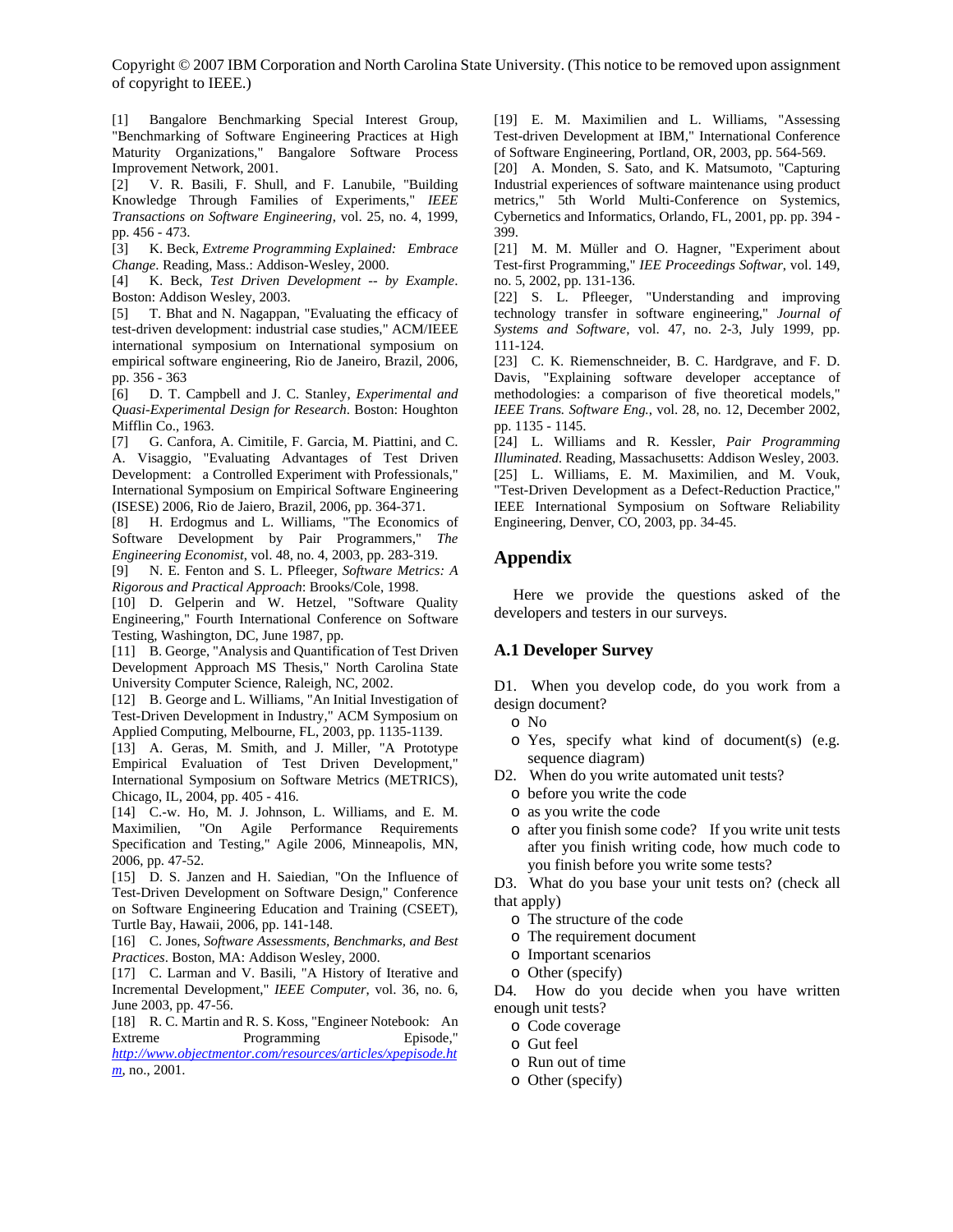Copyright © 2007 IBM Corporation and North Carolina State University. (This notice to be removed upon assignment of copyright to IEEE.)

[1] Bangalore Benchmarking Special Interest Group, "Benchmarking of Software Engineering Practices at High Maturity Organizations," Bangalore Software Process Improvement Network, 2001.

[2] V. R. Basili, F. Shull, and F. Lanubile, "Building Knowledge Through Families of Experiments," *IEEE Transactions on Software Engineering*, vol. 25, no. 4, 1999, pp. 456 - 473.

[3] K. Beck, *Extreme Programming Explained: Embrace Change*. Reading, Mass.: Addison-Wesley, 2000.

[4] K. Beck, *Test Driven Development -- by Example*. Boston: Addison Wesley, 2003.

[5] T. Bhat and N. Nagappan, "Evaluating the efficacy of test-driven development: industrial case studies," ACM/IEEE international symposium on International symposium on empirical software engineering, Rio de Janeiro, Brazil, 2006, pp. 356 - 363

[6] D. T. Campbell and J. C. Stanley, *Experimental and Quasi-Experimental Design for Research*. Boston: Houghton Mifflin Co., 1963.

[7] G. Canfora, A. Cimitile, F. Garcia, M. Piattini, and C. A. Visaggio, "Evaluating Advantages of Test Driven Development: a Controlled Experiment with Professionals," International Symposium on Empirical Software Engineering (ISESE) 2006, Rio de Jaiero, Brazil, 2006, pp. 364-371.

[8] H. Erdogmus and L. Williams, "The Economics of Software Development by Pair Programmers," *The Engineering Economist*, vol. 48, no. 4, 2003, pp. 283-319.

[9] N. E. Fenton and S. L. Pfleeger, *Software Metrics: A Rigorous and Practical Approach*: Brooks/Cole, 1998.

[10] D. Gelperin and W. Hetzel, "Software Quality Engineering," Fourth International Conference on Software Testing, Washington, DC, June 1987, pp.

[11] B. George, "Analysis and Quantification of Test Driven Development Approach MS Thesis," North Carolina State University Computer Science, Raleigh, NC, 2002.

[12] B. George and L. Williams, "An Initial Investigation of Test-Driven Development in Industry," ACM Symposium on Applied Computing, Melbourne, FL, 2003, pp. 1135-1139.

[13] A. Geras, M. Smith, and J. Miller, "A Prototype Empirical Evaluation of Test Driven Development," International Symposium on Software Metrics (METRICS), Chicago, IL, 2004, pp. 405 - 416.

[14] C.-w. Ho, M. J. Johnson, L. Williams, and E. M. Maximilien, "On Agile Performance Requirements Specification and Testing," Agile 2006, Minneapolis, MN, 2006, pp. 47-52.

[15] D. S. Janzen and H. Saiedian, "On the Influence of Test-Driven Development on Software Design," Conference on Software Engineering Education and Training (CSEET), Turtle Bay, Hawaii, 2006, pp. 141-148.

[16] C. Jones, *Software Assessments, Benchmarks, and Best Practices*. Boston, MA: Addison Wesley, 2000.

[17] C. Larman and V. Basili, "A History of Iterative and Incremental Development," *IEEE Computer*, vol. 36, no. 6, June 2003, pp. 47-56.

[18] R. C. Martin and R. S. Koss, "Engineer Notebook: An Extreme Programming Episode," *http://www.objectmentor.com/resources/articles/xpepisode.htm*, no., 2001.

[19] E. M. Maximilien and L. Williams, "Assessing Test-driven Development at IBM," International Conference of Software Engineering, Portland, OR, 2003, pp. 564-569.

[20] A. Monden, S. Sato, and K. Matsumoto, "Capturing Industrial experiences of software maintenance using product metrics," 5th World Multi-Conference on Systemics, Cybernetics and Informatics, Orlando, FL, 2001, pp. pp. 394 - 399.

[21] M. M. Müller and O. Hagner, "Experiment about Test-first Programming," *IEE Proceedings Softwar*, vol. 149, no. 5, 2002, pp. 131-136.

[22] S. L. Pfleeger, "Understanding and improving technology transfer in software engineering," *Journal of Systems and Software*, vol. 47, no. 2-3, July 1999, pp. 111-124.

[23] C. K. Riemenschneider, B. C. Hardgrave, and F. D. Davis, "Explaining software developer acceptance of methodologies: a comparison of five theoretical models," *IEEE Trans. Software Eng.*, vol. 28, no. 12, December 2002, pp. 1135 - 1145.

[24] L. Williams and R. Kessler, *Pair Programming Illuminated*. Reading, Massachusetts: Addison Wesley, 2003.

[25] L. Williams, E. M. Maximilien, and M. Vouk, "Test-Driven Development as a Defect-Reduction Practice," IEEE International Symposium on Software Reliability Engineering, Denver, CO, 2003, pp. 34-45.

## Appendix

Here we provide the questions asked of the developers and testers in our surveys.

### A.1 Developer Survey

D1. When you develop code, do you work from a design document?
- No
- Yes, specify what kind of document(s) (e.g. sequence diagram)

D2. When do you write automated unit tests?
- before you write the code
- as you write the code
- after you finish some code? If you write unit tests after you finish writing code, how much code to you finish before you write some tests?

D3. What do you base your unit tests on? (check all that apply)
- The structure of the code
- The requirement document
- Important scenarios
- Other (specify)

D4. How do you decide when you have written enough unit tests?
- Code coverage
- Gut feel
- Run out of time
- Other (specify)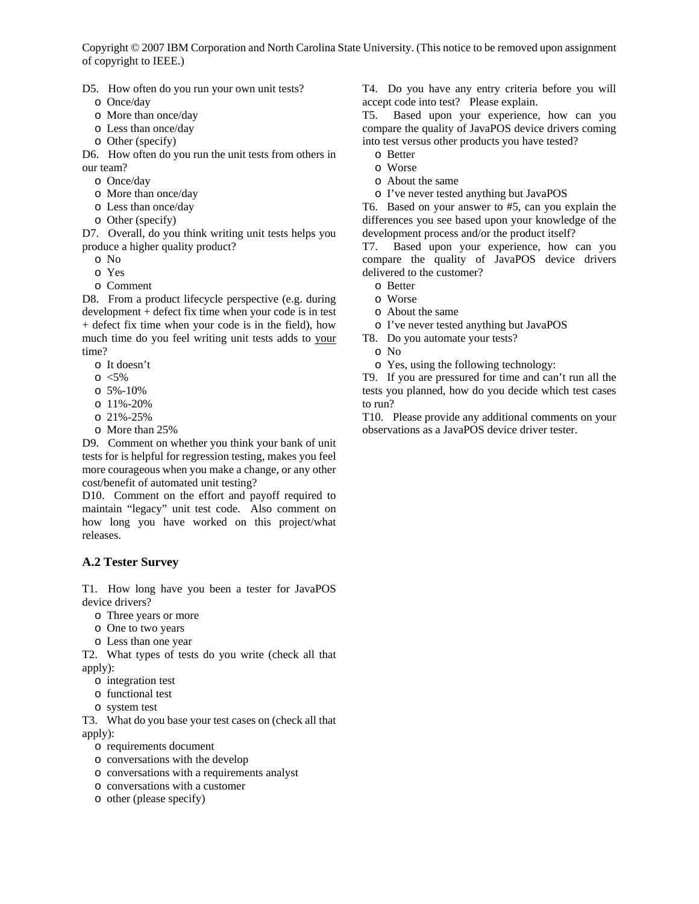Copyright © 2007 IBM Corporation and North Carolina State University. (This notice to be removed upon assignment of copyright to IEEE.)

D5. How often do you run your own unit tests?

- Once/day
- More than once/day
- Less than once/day
- Other (specify)

D6. How often do you run the unit tests from others in our team?

- Once/day
- More than once/day
- Less than once/day
- Other (specify)

D7. Overall, do you think writing unit tests helps you produce a higher quality product?

- No
- Yes
- Comment

D8. From a product lifecycle perspective (e.g. during development + defect fix time when your code is in test + defect fix time when your code is in the field), how much time do you feel writing unit tests adds to <u>your</u> time?

- It doesn't
- <5%
- 5%-10%
- 11%-20%
- 21%-25%
- More than 25%

D9. Comment on whether you think your bank of unit tests for is helpful for regression testing, makes you feel more courageous when you make a change, or any other cost/benefit of automated unit testing?

D10. Comment on the effort and payoff required to maintain "legacy" unit test code. Also comment on how long you have worked on this project/what releases.

### A.2 Tester Survey

T1. How long have you been a tester for JavaPOS device drivers?

- Three years or more
- One to two years
- Less than one year

T2. What types of tests do you write (check all that apply):

- integration test
- functional test
- system test

T3. What do you base your test cases on (check all that apply):

- requirements document
- conversations with the develop
- conversations with a requirements analyst
- conversations with a customer
- other (please specify)

T4. Do you have any entry criteria before you will accept code into test? Please explain.

T5. Based upon your experience, how can you compare the quality of JavaPOS device drivers coming into test versus other products you have tested?

- Better
- Worse
- About the same
- I've never tested anything but JavaPOS

T6. Based on your answer to #5, can you explain the differences you see based upon your knowledge of the development process and/or the product itself?

T7. Based upon your experience, how can you compare the quality of JavaPOS device drivers delivered to the customer?

- Better
- Worse
- About the same
- I've never tested anything but JavaPOS

T8. Do you automate your tests?

- No
- Yes, using the following technology:

T9. If you are pressured for time and can't run all the tests you planned, how do you decide which test cases to run?

T10. Please provide any additional comments on your observations as a JavaPOS device driver tester.